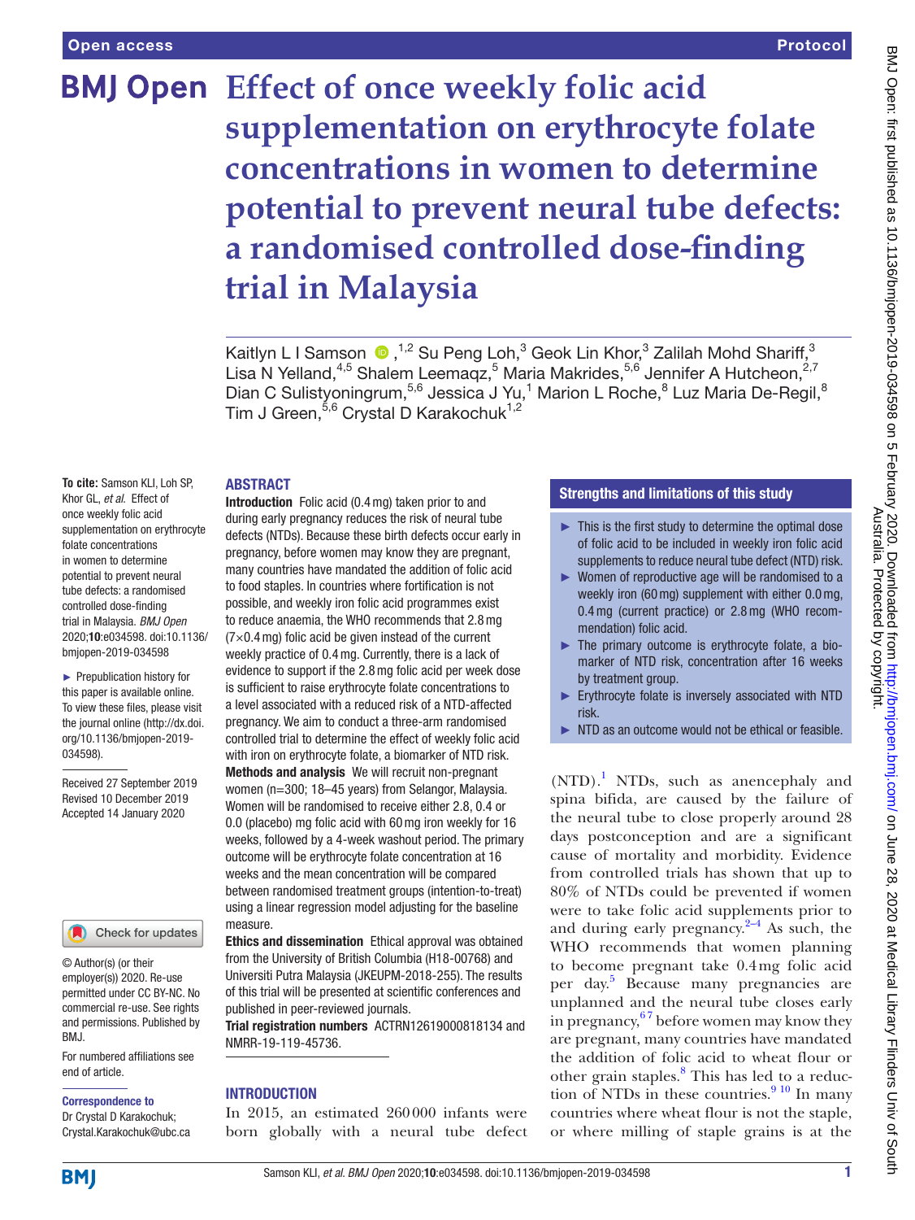# Effect of once weekly folic acid supplementation on erythrocyte folate concentrations in women to determine potential to prevent neural tube defects: a randomised controlled dose-finding trial in Malaysia

Kaitlyn L I Samson,[1,2] Su Peng Loh,[3] Geok Lin Khor,[3] Zalilah Mohd Shariff,[3] Lisa N Yelland,[4,5] Shalem Leemaqz,[5] Maria Makrides,[5,6] Jennifer A Hutcheon,[2,7] Dian C Sulistyoningrum,[5,6] Jessica J Yu,[1] Marion L Roche,[8] Luz Maria De-Regil,[8] Tim J Green,[5,6] Crystal D Karakochuk[1,2]

**To cite:** Samson KLI, Loh SP, Khor GL, *et al*. Effect of once weekly folic acid supplementation on erythrocyte folate concentrations in women to determine potential to prevent neural tube defects: a randomised controlled dose-finding trial in Malaysia. *BMJ Open* 2020;**10**:e034598. doi:10.1136/bmjopen-2019-034598

► Prepublication history for this paper is available online. To view these files, please visit the journal online (http://dx.doi.org/10.1136/bmjopen-2019-034598).

Received 27 September 2019
Revised 10 December 2019
Accepted 14 January 2020

© Author(s) (or their employer(s)) 2020. Re-use permitted under CC BY-NC. No commercial re-use. See rights and permissions. Published by BMJ.

For numbered affiliations see end of article.

**Correspondence to**
Dr Crystal D Karakochuk;
Crystal.Karakochuk@ubc.ca

## ABSTRACT

**Introduction** Folic acid (0.4 mg) taken prior to and during early pregnancy reduces the risk of neural tube defects (NTDs). Because these birth defects occur early in pregnancy, before women may know they are pregnant, many countries have mandated the addition of folic acid to food staples. In countries where fortification is not possible, and weekly iron folic acid programmes exist to reduce anaemia, the WHO recommends that 2.8 mg (7×0.4 mg) folic acid be given instead of the current weekly practice of 0.4 mg. Currently, there is a lack of evidence to support if the 2.8 mg folic acid per week dose is sufficient to raise erythrocyte folate concentrations to a level associated with a reduced risk of a NTD-affected pregnancy. We aim to conduct a three-arm randomised controlled trial to determine the effect of weekly folic acid with iron on erythrocyte folate, a biomarker of NTD risk.

**Methods and analysis** We will recruit non-pregnant women (n=300; 18–45 years) from Selangor, Malaysia. Women will be randomised to receive either 2.8, 0.4 or 0.0 (placebo) mg folic acid with 60 mg iron weekly for 16 weeks, followed by a 4-week washout period. The primary outcome will be erythrocyte folate concentration at 16 weeks and the mean concentration will be compared between randomised treatment groups (intention-to-treat) using a linear regression model adjusting for the baseline measure.

**Ethics and dissemination** Ethical approval was obtained from the University of British Columbia (H18-00768) and Universiti Putra Malaysia (JKEUPM-2018-255). The results of this trial will be presented at scientific conferences and published in peer-reviewed journals.

**Trial registration numbers** ACTRN12619000818134 and NMRR-19-119-45736.

## Strengths and limitations of this study

- ► This is the first study to determine the optimal dose of folic acid to be included in weekly iron folic acid supplements to reduce neural tube defect (NTD) risk.
- ► Women of reproductive age will be randomised to a weekly iron (60 mg) supplement with either 0.0 mg, 0.4 mg (current practice) or 2.8 mg (WHO recommendation) folic acid.
- ► The primary outcome is erythrocyte folate, a biomarker of NTD risk, concentration after 16 weeks by treatment group.
- ► Erythrocyte folate is inversely associated with NTD risk.
- ► NTD as an outcome would not be ethical or feasible.

## INTRODUCTION

In 2015, an estimated 260 000 infants were born globally with a neural tube defect (NTD).[1] NTDs, such as anencephaly and spina bifida, are caused by the failure of the neural tube to close properly around 28 days postconception and are a significant cause of mortality and morbidity. Evidence from controlled trials has shown that up to 80% of NTDs could be prevented if women were to take folic acid supplements prior to and during early pregnancy.[2–4] As such, the WHO recommends that women planning to become pregnant take 0.4 mg folic acid per day.[5] Because many pregnancies are unplanned and the neural tube closes early in pregnancy,[6,7] before women may know they are pregnant, many countries have mandated the addition of folic acid to wheat flour or other grain staples.[8] This has led to a reduction of NTDs in these countries.[9,10] In many countries where wheat flour is not the staple, or where milling of staple grains is at the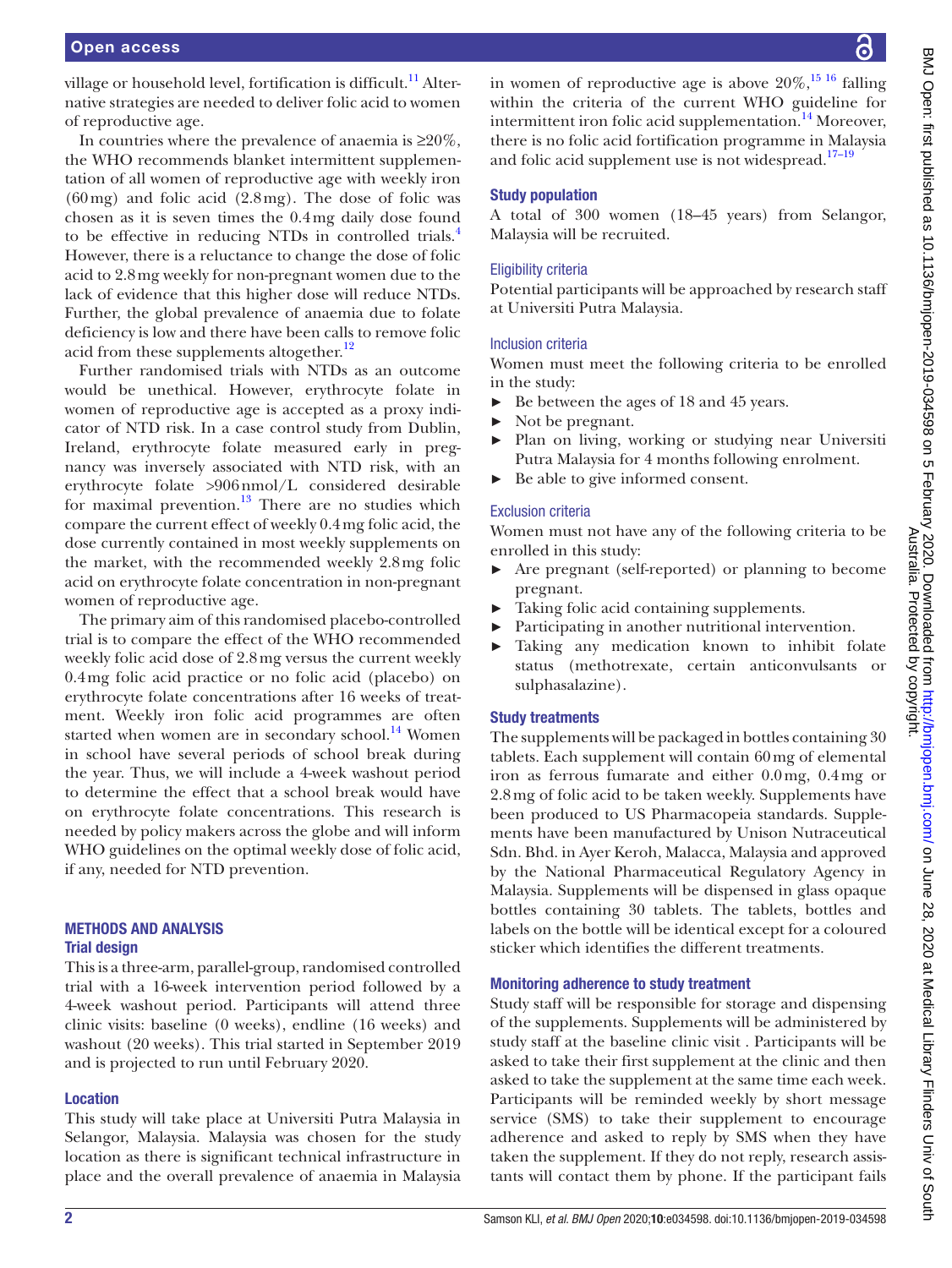village or household level, fortification is difficult.[11] Alternative strategies are needed to deliver folic acid to women of reproductive age.

In countries where the prevalence of anaemia is ≥20%, the WHO recommends blanket intermittent supplementation of all women of reproductive age with weekly iron (60 mg) and folic acid (2.8 mg). The dose of folic was chosen as it is seven times the 0.4 mg daily dose found to be effective in reducing NTDs in controlled trials.[4] However, there is a reluctance to change the dose of folic acid to 2.8 mg weekly for non-pregnant women due to the lack of evidence that this higher dose will reduce NTDs. Further, the global prevalence of anaemia due to folate deficiency is low and there have been calls to remove folic acid from these supplements altogether.[12]

Further randomised trials with NTDs as an outcome would be unethical. However, erythrocyte folate in women of reproductive age is accepted as a proxy indicator of NTD risk. In a case control study from Dublin, Ireland, erythrocyte folate measured early in pregnancy was inversely associated with NTD risk, with an erythrocyte folate >906 nmol/L considered desirable for maximal prevention.[13] There are no studies which compare the current effect of weekly 0.4 mg folic acid, the dose currently contained in most weekly supplements on the market, with the recommended weekly 2.8 mg folic acid on erythrocyte folate concentration in non-pregnant women of reproductive age.

The primary aim of this randomised placebo-controlled trial is to compare the effect of the WHO recommended weekly folic acid dose of 2.8 mg versus the current weekly 0.4 mg folic acid practice or no folic acid (placebo) on erythrocyte folate concentrations after 16 weeks of treatment. Weekly iron folic acid programmes are often started when women are in secondary school.[14] Women in school have several periods of school break during the year. Thus, we will include a 4-week washout period to determine the effect that a school break would have on erythrocyte folate concentrations. This research is needed by policy makers across the globe and will inform WHO guidelines on the optimal weekly dose of folic acid, if any, needed for NTD prevention.

## METHODS AND ANALYSIS

### Trial design

This is a three-arm, parallel-group, randomised controlled trial with a 16-week intervention period followed by a 4-week washout period. Participants will attend three clinic visits: baseline (0 weeks), endline (16 weeks) and washout (20 weeks). This trial started in September 2019 and is projected to run until February 2020.

### Location

This study will take place at Universiti Putra Malaysia in Selangor, Malaysia. Malaysia was chosen for the study location as there is significant technical infrastructure in place and the overall prevalence of anaemia in Malaysia in women of reproductive age is above 20%,[15 16] falling within the criteria of the current WHO guideline for intermittent iron folic acid supplementation.[14] Moreover, there is no folic acid fortification programme in Malaysia and folic acid supplement use is not widespread.[17–19]

### Study population

A total of 300 women (18–45 years) from Selangor, Malaysia will be recruited.

#### Eligibility criteria

Potential participants will be approached by research staff at Universiti Putra Malaysia.

#### Inclusion criteria

Women must meet the following criteria to be enrolled in the study:

- Be between the ages of 18 and 45 years.
- Not be pregnant.
- Plan on living, working or studying near Universiti Putra Malaysia for 4 months following enrolment.
- Be able to give informed consent.

#### Exclusion criteria

Women must not have any of the following criteria to be enrolled in this study:

- Are pregnant (self-reported) or planning to become pregnant.
- Taking folic acid containing supplements.
- Participating in another nutritional intervention.
- Taking any medication known to inhibit folate status (methotrexate, certain anticonvulsants or sulphasalazine).

### Study treatments

The supplements will be packaged in bottles containing 30 tablets. Each supplement will contain 60 mg of elemental iron as ferrous fumarate and either 0.0 mg, 0.4 mg or 2.8 mg of folic acid to be taken weekly. Supplements have been produced to US Pharmacopeia standards. Supplements have been manufactured by Unison Nutraceutical Sdn. Bhd. in Ayer Keroh, Malacca, Malaysia and approved by the National Pharmaceutical Regulatory Agency in Malaysia. Supplements will be dispensed in glass opaque bottles containing 30 tablets. The tablets, bottles and labels on the bottle will be identical except for a coloured sticker which identifies the different treatments.

### Monitoring adherence to study treatment

Study staff will be responsible for storage and dispensing of the supplements. Supplements will be administered by study staff at the baseline clinic visit . Participants will be asked to take their first supplement at the clinic and then asked to take the supplement at the same time each week. Participants will be reminded weekly by short message service (SMS) to take their supplement to encourage adherence and asked to reply by SMS when they have taken the supplement. If they do not reply, research assistants will contact them by phone. If the participant fails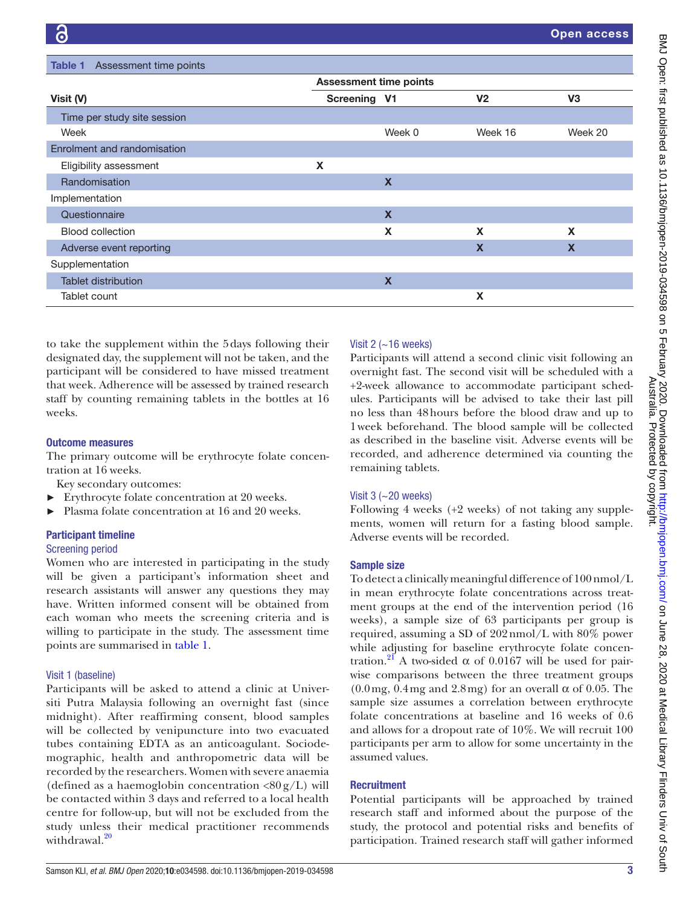**Table 1** Assessment time points

| Visit (V) | Assessment time points Screening | V1 | V2 | V3 |
|---|---|---|---|---|
| Time per study site session | | | | |
| Week | | Week 0 | Week 16 | Week 20 |
| Enrolment and randomisation | | | | |
| Eligibility assessment | X | | | |
| Randomisation | | X | | |
| Implementation | | | | |
| Questionnaire | | X | | |
| Blood collection | | X | X | X |
| Adverse event reporting | | | X | X |
| Supplementation | | | | |
| Tablet distribution | | X | | |
| Tablet count | | | X | |

to take the supplement within the 5 days following their designated day, the supplement will not be taken, and the participant will be considered to have missed treatment that week. Adherence will be assessed by trained research staff by counting remaining tablets in the bottles at 16 weeks.

### Outcome measures

The primary outcome will be erythrocyte folate concentration at 16 weeks.

Key secondary outcomes:

- Erythrocyte folate concentration at 20 weeks.
- Plasma folate concentration at 16 and 20 weeks.

### Participant timeline

#### Screening period

Women who are interested in participating in the study will be given a participant's information sheet and research assistants will answer any questions they may have. Written informed consent will be obtained from each woman who meets the screening criteria and is willing to participate in the study. The assessment time points are summarised in table 1.

#### Visit 1 (baseline)

Participants will be asked to attend a clinic at Universiti Putra Malaysia following an overnight fast (since midnight). After reaffirming consent, blood samples will be collected by venipuncture into two evacuated tubes containing EDTA as an anticoagulant. Sociodemographic, health and anthropometric data will be recorded by the researchers. Women with severe anaemia (defined as a haemoglobin concentration <80 g/L) will be contacted within 3 days and referred to a local health centre for follow-up, but will not be excluded from the study unless their medical practitioner recommends withdrawal.[20]

#### Visit 2 (~16 weeks)

Participants will attend a second clinic visit following an overnight fast. The second visit will be scheduled with a +2-week allowance to accommodate participant schedules. Participants will be advised to take their last pill no less than 48 hours before the blood draw and up to 1 week beforehand. The blood sample will be collected as described in the baseline visit. Adverse events will be recorded, and adherence determined via counting the remaining tablets.

#### Visit 3 (~20 weeks)

Following 4 weeks (+2 weeks) of not taking any supplements, women will return for a fasting blood sample. Adverse events will be recorded.

### Sample size

To detect a clinically meaningful difference of 100 nmol/L in mean erythrocyte folate concentrations across treatment groups at the end of the intervention period (16 weeks), a sample size of 63 participants per group is required, assuming a SD of 202 nmol/L with 80% power while adjusting for baseline erythrocyte folate concentration.[21] A two-sided $\alpha$ of 0.0167 will be used for pairwise comparisons between the three treatment groups (0.0 mg, 0.4 mg and 2.8 mg) for an overall $\alpha$ of 0.05. The sample size assumes a correlation between erythrocyte folate concentrations at baseline and 16 weeks of 0.6 and allows for a dropout rate of 10%. We will recruit 100 participants per arm to allow for some uncertainty in the assumed values.

### Recruitment

Potential participants will be approached by trained research staff and informed about the purpose of the study, the protocol and potential risks and benefits of participation. Trained research staff will gather informed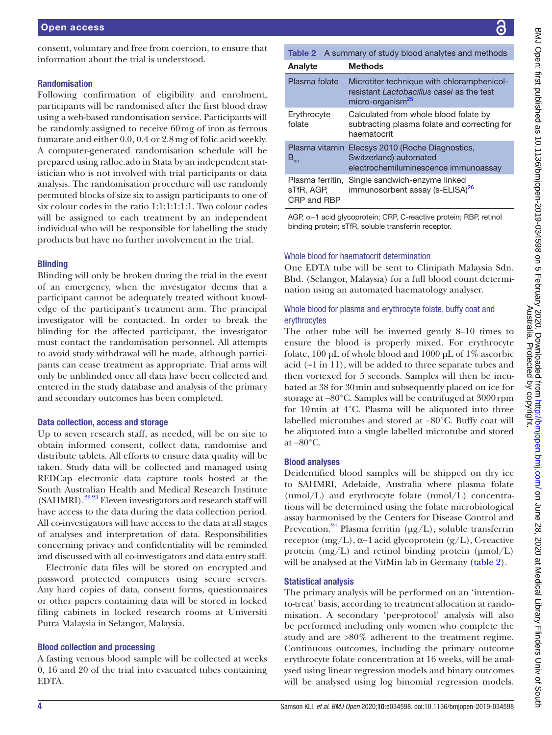consent, voluntary and free from coercion, to ensure that information about the trial is understood.

### Randomisation

Following confirmation of eligibility and enrolment, participants will be randomised after the first blood draw using a web-based randomisation service. Participants will be randomly assigned to receive 60 mg of iron as ferrous fumarate and either 0.0, 0.4 or 2.8 mg of folic acid weekly. A computer-generated randomisation schedule will be prepared using ralloc.ado in Stata by an independent statistician who is not involved with trial participants or data analysis. The randomisation procedure will use randomly permuted blocks of size six to assign participants to one of six colour codes in the ratio 1:1:1:1:1:1. Two colour codes will be assigned to each treatment by an independent individual who will be responsible for labelling the study products but have no further involvement in the trial.

### Blinding

Blinding will only be broken during the trial in the event of an emergency, when the investigator deems that a participant cannot be adequately treated without knowledge of the participant's treatment arm. The principal investigator will be contacted. In order to break the blinding for the affected participant, the investigator must contact the randomisation personnel. All attempts to avoid study withdrawal will be made, although participants can cease treatment as appropriate. Trial arms will only be unblinded once all data have been collected and entered in the study database and analysis of the primary and secondary outcomes has been completed.

### Data collection, access and storage

Up to seven research staff, as needed, will be on site to obtain informed consent, collect data, randomise and distribute tablets. All efforts to ensure data quality will be taken. Study data will be collected and managed using REDCap electronic data capture tools hosted at the South Australian Health and Medical Research Institute (SAHMRI).[22,23] Eleven investigators and research staff will have access to the data during the data collection period. All co-investigators will have access to the data at all stages of analyses and interpretation of data. Responsibilities concerning privacy and confidentiality will be reminded and discussed with all co-investigators and data entry staff.

Electronic data files will be stored on encrypted and password protected computers using secure servers. Any hard copies of data, consent forms, questionnaires or other papers containing data will be stored in locked filing cabinets in locked research rooms at Universiti Putra Malaysia in Selangor, Malaysia.

### Blood collection and processing

A fasting venous blood sample will be collected at weeks 0, 16 and 20 of the trial into evacuated tubes containing EDTA.

**Table 2** A summary of study blood analytes and methods

| Analyte | Methods |
|---|---|
| Plasma folate | Microtiter technique with chloramphenicol-resistant *Lactobacillus casei* as the test micro-organism[25] |
| Erythrocyte folate | Calculated from whole blood folate by subtracting plasma folate and correcting for haematocrit |
| Plasma vitamin $B_{12}$ | Elecsys 2010 (Roche Diagnostics, Switzerland) automated electrochemiluminescence immunoassay |
| Plasma ferritin, sTfR, AGP, CRP and RBP | Single sandwich-enzyme linked immunosorbent assay (s-ELISA)[26] |

AGP, α−1 acid glycoprotein; CRP, C-reactive protein; RBP, retinol binding protein; sTfR, soluble transferrin receptor.

#### Whole blood for haematocrit determination

One EDTA tube will be sent to Clinipath Malaysia Sdn. Bhd. (Selangor, Malaysia) for a full blood count determination using an automated haematology analyser.

#### Whole blood for plasma and erythrocyte folate, buffy coat and erythrocytes

The other tube will be inverted gently 8–10 times to ensure the blood is properly mixed. For erythrocyte folate, 100 µL of whole blood and 1000 µL of 1% ascorbic acid (~1 in 11), will be added to three separate tubes and then vortexed for 5 seconds. Samples will then be incubated at 38 for 30 min and subsequently placed on ice for storage at −80°C. Samples will be centrifuged at 3000 rpm for 10 min at 4°C. Plasma will be aliquoted into three labelled microtubes and stored at −80°C. Buffy coat will be aliquoted into a single labelled microtube and stored at −80°C.

### Blood analyses

Deidentified blood samples will be shipped on dry ice to SAHMRI, Adelaide, Australia where plasma folate (nmol/L) and erythrocyte folate (nmol/L) concentrations will be determined using the folate microbiological assay harmonised by the Centers for Disease Control and Prevention.[24] Plasma ferritin (µg/L), soluble transferrin receptor (mg/L), α−1 acid glycoprotein (g/L), C-reactive protein (mg/L) and retinol binding protein (µmol/L) will be analysed at the VitMin lab in Germany (table 2).

### Statistical analysis

The primary analysis will be performed on an 'intention-to-treat' basis, according to treatment allocation at randomisation. A secondary 'per-protocol' analysis will also be performed including only women who complete the study and are >80% adherent to the treatment regime. Continuous outcomes, including the primary outcome erythrocyte folate concentration at 16 weeks, will be analysed using linear regression models and binary outcomes will be analysed using log binomial regression models.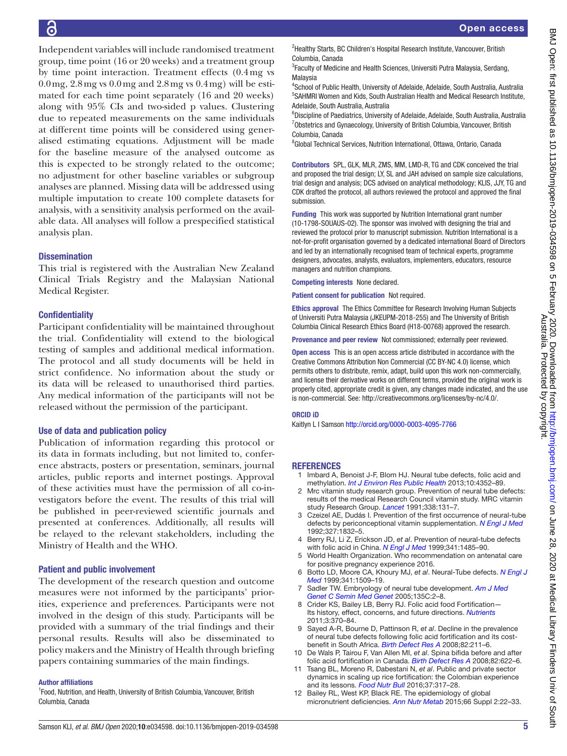Independent variables will include randomised treatment group, time point (16 or 20 weeks) and a treatment group by time point interaction. Treatment effects (0.4mg vs 0.0mg, 2.8mg vs 0.0mg and 2.8mg vs 0.4mg) will be estimated for each time point separately (16 and 20 weeks) along with 95% CIs and two-sided p values. Clustering due to repeated measurements on the same individuals at different time points will be considered using generalised estimating equations. Adjustment will be made for the baseline measure of the analysed outcome as this is expected to be strongly related to the outcome; no adjustment for other baseline variables or subgroup analyses are planned. Missing data will be addressed using multiple imputation to create 100 complete datasets for analysis, with a sensitivity analysis performed on the available data. All analyses will follow a prespecified statistical analysis plan.

## Dissemination

This trial is registered with the Australian New Zealand Clinical Trials Registry and the Malaysian National Medical Register.

## Confidentiality

Participant confidentiality will be maintained throughout the trial. Confidentiality will extend to the biological testing of samples and additional medical information. The protocol and all study documents will be held in strict confidence. No information about the study or its data will be released to unauthorised third parties. Any medical information of the participants will not be released without the permission of the participant.

## Use of data and publication policy

Publication of information regarding this protocol or its data in formats including, but not limited to, conference abstracts, posters or presentation, seminars, journal articles, public reports and internet postings. Approval of these activities must have the permission of all co-investigators before the event. The results of this trial will be published in peer-reviewed scientific journals and presented at conferences. Additionally, all results will be relayed to the relevant stakeholders, including the Ministry of Health and the WHO.

## Patient and public involvement

The development of the research question and outcome measures were not informed by the participants' priorities, experience and preferences. Participants were not involved in the design of this study. Participants will be provided with a summary of the trial findings and their personal results. Results will also be disseminated to policy makers and the Ministry of Health through briefing papers containing summaries of the main findings.

### Author affiliations

[1]Food, Nutrition, and Health, University of British Columbia, Vancouver, British Columbia, Canada
[2]Healthy Starts, BC Children's Hospital Research Institute, Vancouver, British Columbia, Canada
[3]Faculty of Medicine and Health Sciences, Universiti Putra Malaysia, Serdang, Malaysia
[4]School of Public Health, University of Adelaide, Adelaide, South Australia, Australia
[5]SAHMRI Women and Kids, South Australian Health and Medical Research Institute, Adelaide, South Australia, Australia
[6]Discipline of Paediatrics, University of Adelaide, Adelaide, South Australia, Australia
[7]Obstetrics and Gynaecology, University of British Columbia, Vancouver, British Columbia, Canada
[8]Global Technical Services, Nutrition International, Ottawa, Ontario, Canada

**Contributors** SPL, GLK, MLR, ZMS, MM, LMD-R, TG and CDK conceived the trial and proposed the trial design; LY, SL and JAH advised on sample size calculations, trial design and analysis; DCS advised on analytical methodology; KLIS, JJY, TG and CDK drafted the protocol, all authors reviewed the protocol and approved the final submission.

**Funding** This work was supported by Nutrition International grant number (10-1798-SOUAUS-02). The sponsor was involved with designing the trial and reviewed the protocol prior to manuscript submission. Nutrition International is a not-for-profit organisation governed by a dedicated international Board of Directors and led by an internationally recognised team of technical experts, programme designers, advocates, analysts, evaluators, implementers, educators, resource managers and nutrition champions.

**Competing interests** None declared.

**Patient consent for publication** Not required.

**Ethics approval** The Ethics Committee for Research Involving Human Subjects of Universiti Putra Malaysia (JKEUPM-2018-255) and The University of British Columbia Clinical Research Ethics Board (H18-00768) approved the research.

**Provenance and peer review** Not commissioned; externally peer reviewed.

**Open access** This is an open access article distributed in accordance with the Creative Commons Attribution Non Commercial (CC BY-NC 4.0) license, which permits others to distribute, remix, adapt, build upon this work non-commercially, and license their derivative works on different terms, provided the original work is properly cited, appropriate credit is given, any changes made indicated, and the use is non-commercial. See: http://creativecommons.org/licenses/by-nc/4.0/.

### ORCID iD

Kaitlyn L I Samson http://orcid.org/0000-0003-4095-7766

## REFERENCES

1. Imbard A, Benoist J-F, Blom HJ. Neural tube defects, folic acid and methylation. *Int J Environ Res Public Health* 2013;10:4352–89.
2. Mrc vitamin study research group. Prevention of neural tube defects: results of the medical Research Council vitamin study. MRC vitamin study Research Group. *Lancet* 1991;338:131–7.
3. Czeizel AE, Dudás I. Prevention of the first occurrence of neural-tube defects by periconceptional vitamin supplementation. *N Engl J Med* 1992;327:1832–5.
4. Berry RJ, Li Z, Erickson JD, *et al*. Prevention of neural-tube defects with folic acid in China. *N Engl J Med* 1999;341:1485–90.
5. World Health Organization. Who recommendation on antenatal care for positive pregnancy experience 2016.
6. Botto LD, Moore CA, Khoury MJ, *et al*. Neural-Tube defects. *N Engl J Med* 1999;341:1509–19.
7. Sadler TW. Embryology of neural tube development. *Am J Med Genet C Semin Med Genet* 2005;135C:2–8.
8. Crider KS, Bailey LB, Berry RJ. Folic acid food Fortification—Its history, effect, concerns, and future directions. *Nutrients* 2011;3:370–84.
9. Sayed A-R, Bourne D, Pattinson R, *et al*. Decline in the prevalence of neural tube defects following folic acid fortification and its cost-benefit in South Africa. *Birth Defect Res A* 2008;82:211–6.
10. De Wals P, Tairou F, Van Allen MI, *et al*. Spina bifida before and after folic acid fortification in Canada. *Birth Defect Res A* 2008;82:622–6.
11. Tsang BL, Moreno R, Dabestani N, *et al*. Public and private sector dynamics in scaling up rice fortification: the Colombian experience and its lessons. *Food Nutr Bull* 2016;37:317–28.
12. Bailey RL, West KP, Black RE. The epidemiology of global micronutrient deficiencies. *Ann Nutr Metab* 2015;66 Suppl 2:22–33.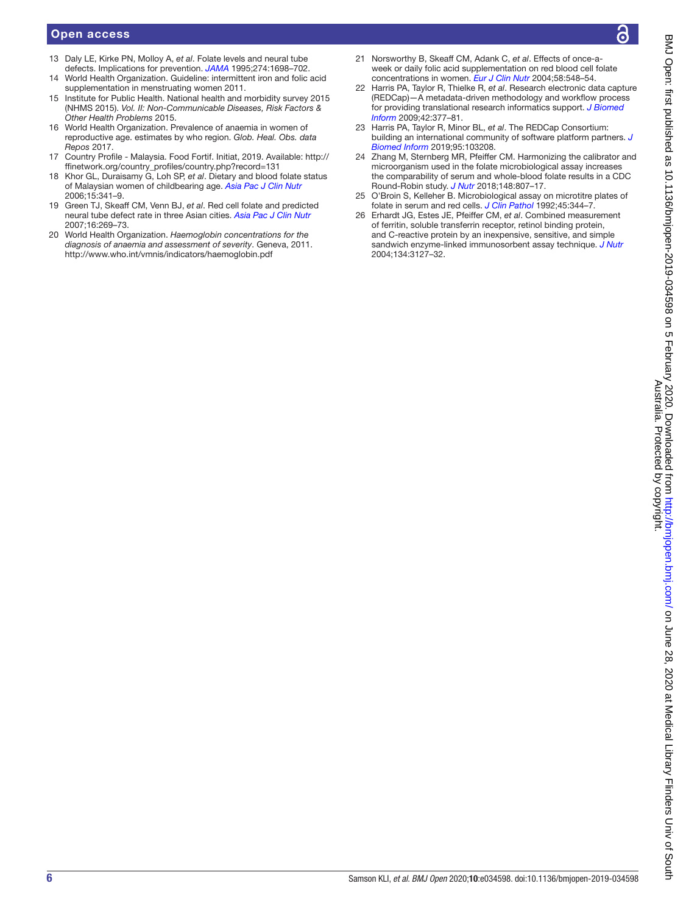13 Daly LE, Kirke PN, Molloy A, *et al*. Folate levels and neural tube defects. Implications for prevention. *JAMA* 1995;274:1698–702.
14 World Health Organization. Guideline: intermittent iron and folic acid supplementation in menstruating women 2011.
15 Institute for Public Health. National health and morbidity survey 2015 (NHMS 2015). *Vol. II: Non-Communicable Diseases, Risk Factors & Other Health Problems* 2015.
16 World Health Organization. Prevalence of anaemia in women of reproductive age. estimates by who region. *Glob. Heal. Obs. data Repos* 2017.
17 Country Profile - Malaysia. Food Fortif. Initiat, 2019. Available: http://ffinetwork.org/country_profiles/country.php?record=131
18 Khor GL, Duraisamy G, Loh SP, *et al*. Dietary and blood folate status of Malaysian women of childbearing age. *Asia Pac J Clin Nutr* 2006;15:341–9.
19 Green TJ, Skeaff CM, Venn BJ, *et al*. Red cell folate and predicted neural tube defect rate in three Asian cities. *Asia Pac J Clin Nutr* 2007;16:269–73.
20 World Health Organization. *Haemoglobin concentrations for the diagnosis of anaemia and assessment of severity*. Geneva, 2011. http://www.who.int/vmnis/indicators/haemoglobin.pdf
21 Norsworthy B, Skeaff CM, Adank C, *et al*. Effects of once-a-week or daily folic acid supplementation on red blood cell folate concentrations in women. *Eur J Clin Nutr* 2004;58:548–54.
22 Harris PA, Taylor R, Thielke R, *et al*. Research electronic data capture (REDCap)—A metadata-driven methodology and workflow process for providing translational research informatics support. *J Biomed Inform* 2009;42:377–81.
23 Harris PA, Taylor R, Minor BL, *et al*. The REDCap Consortium: building an international community of software platform partners. *J Biomed Inform* 2019;95:103208.
24 Zhang M, Sternberg MR, Pfeiffer CM. Harmonizing the calibrator and microorganism used in the folate microbiological assay increases the comparability of serum and whole-blood folate results in a CDC Round-Robin study. *J Nutr* 2018;148:807–17.
25 O'Broin S, Kelleher B. Microbiological assay on microtitre plates of folate in serum and red cells. *J Clin Pathol* 1992;45:344–7.
26 Erhardt JG, Estes JE, Pfeiffer CM, *et al*. Combined measurement of ferritin, soluble transferrin receptor, retinol binding protein, and C-reactive protein by an inexpensive, sensitive, and simple sandwich enzyme-linked immunosorbent assay technique. *J Nutr* 2004;134:3127–32.